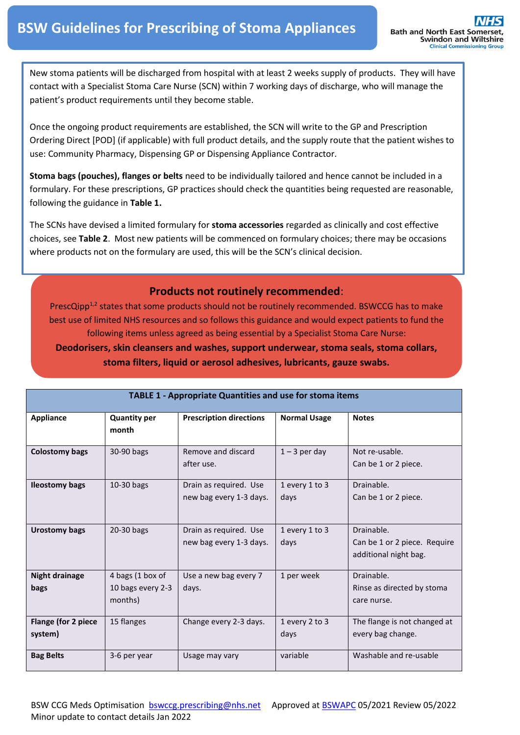# BSW Guidelines for Prescribing of Stoma Appliances

Bath and North East Somerset, Swindon and Wiltshire
Clinical Commissioning Group

New stoma patients will be discharged from hospital with at least 2 weeks supply of products. They will have contact with a Specialist Stoma Care Nurse (SCN) within 7 working days of discharge, who will manage the patient's product requirements until they become stable.

Once the ongoing product requirements are established, the SCN will write to the GP and Prescription Ordering Direct [POD] (if applicable) with full product details, and the supply route that the patient wishes to use: Community Pharmacy, Dispensing GP or Dispensing Appliance Contractor.

**Stoma bags (pouches), flanges or belts** need to be individually tailored and hence cannot be included in a formulary. For these prescriptions, GP practices should check the quantities being requested are reasonable, following the guidance in **Table 1.**

The SCNs have devised a limited formulary for **stoma accessories** regarded as clinically and cost effective choices, see **Table 2**. Most new patients will be commenced on formulary choices; there may be occasions where products not on the formulary are used, this will be the SCN's clinical decision.

## Products not routinely recommended:

PrescQipp[1,2] states that some products should not be routinely recommended. BSWCCG has to make best use of limited NHS resources and so follows this guidance and would expect patients to fund the following items unless agreed as being essential by a Specialist Stoma Care Nurse:

**Deodorisers, skin cleansers and washes, support underwear, stoma seals, stoma collars, stoma filters, liquid or aerosol adhesives, lubricants, gauze swabs.**

**TABLE 1 - Appropriate Quantities and use for stoma items**

| Appliance | Quantity per month | Prescription directions | Normal Usage | Notes |
|---|---|---|---|---|
| **Colostomy bags** | 30-90 bags | Remove and discard after use. | 1 – 3 per day | Not re-usable. Can be 1 or 2 piece. |
| **Ileostomy bags** | 10-30 bags | Drain as required. Use new bag every 1-3 days. | 1 every 1 to 3 days | Drainable. Can be 1 or 2 piece. |
| **Urostomy bags** | 20-30 bags | Drain as required. Use new bag every 1-3 days. | 1 every 1 to 3 days | Drainable. Can be 1 or 2 piece. Require additional night bag. |
| **Night drainage bags** | 4 bags (1 box of 10 bags every 2-3 months) | Use a new bag every 7 days. | 1 per week | Drainable. Rinse as directed by stoma care nurse. |
| **Flange (for 2 piece system)** | 15 flanges | Change every 2-3 days. | 1 every 2 to 3 days | The flange is not changed at every bag change. |
| **Bag Belts** | 3-6 per year | Usage may vary | variable | Washable and re-usable |

BSW CCG Meds Optimisation bswccg.prescribing@nhs.net Approved at BSWAPC 05/2021 Review 05/2022
Minor update to contact details Jan 2022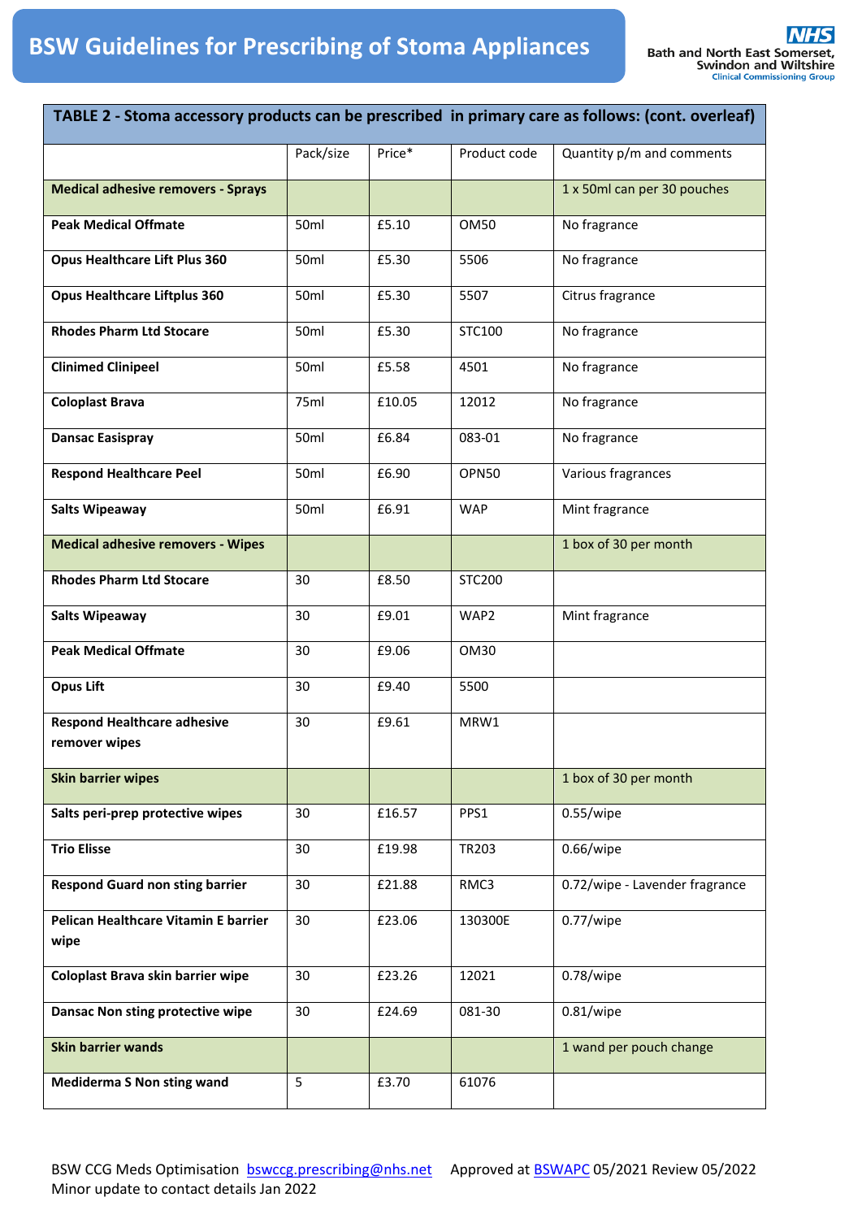# BSW Guidelines for Prescribing of Stoma Appliances

| TABLE 2 - Stoma accessory products can be prescribed in primary care as follows: (cont. overleaf) | | | | |
|---|---|---|---|---|
| | Pack/size | Price* | Product code | Quantity p/m and comments |
| **Medical adhesive removers - Sprays** | | | | 1 x 50ml can per 30 pouches |
| **Peak Medical Offmate** | 50ml | £5.10 | OM50 | No fragrance |
| **Opus Healthcare Lift Plus 360** | 50ml | £5.30 | 5506 | No fragrance |
| **Opus Healthcare Liftplus 360** | 50ml | £5.30 | 5507 | Citrus fragrance |
| **Rhodes Pharm Ltd Stocare** | 50ml | £5.30 | STC100 | No fragrance |
| **Clinimed Clinipeel** | 50ml | £5.58 | 4501 | No fragrance |
| **Coloplast Brava** | 75ml | £10.05 | 12012 | No fragrance |
| **Dansac Easispray** | 50ml | £6.84 | 083-01 | No fragrance |
| **Respond Healthcare Peel** | 50ml | £6.90 | OPN50 | Various fragrances |
| **Salts Wipeaway** | 50ml | £6.91 | WAP | Mint fragrance |
| **Medical adhesive removers - Wipes** | | | | 1 box of 30 per month |
| **Rhodes Pharm Ltd Stocare** | 30 | £8.50 | STC200 | |
| **Salts Wipeaway** | 30 | £9.01 | WAP2 | Mint fragrance |
| **Peak Medical Offmate** | 30 | £9.06 | OM30 | |
| **Opus Lift** | 30 | £9.40 | 5500 | |
| **Respond Healthcare adhesive remover wipes** | 30 | £9.61 | MRW1 | |
| **Skin barrier wipes** | | | | 1 box of 30 per month |
| **Salts peri-prep protective wipes** | 30 | £16.57 | PPS1 | 0.55/wipe |
| **Trio Elisse** | 30 | £19.98 | TR203 | 0.66/wipe |
| **Respond Guard non sting barrier** | 30 | £21.88 | RMC3 | 0.72/wipe - Lavender fragrance |
| **Pelican Healthcare Vitamin E barrier wipe** | 30 | £23.06 | 130300E | 0.77/wipe |
| **Coloplast Brava skin barrier wipe** | 30 | £23.26 | 12021 | 0.78/wipe |
| **Dansac Non sting protective wipe** | 30 | £24.69 | 081-30 | 0.81/wipe |
| **Skin barrier wands** | | | | 1 wand per pouch change |
| **Mediderma S Non sting wand** | 5 | £3.70 | 61076 | |

BSW CCG Meds Optimisation bswccg.prescribing@nhs.net Approved at BSWAPC 05/2021 Review 05/2022
Minor update to contact details Jan 2022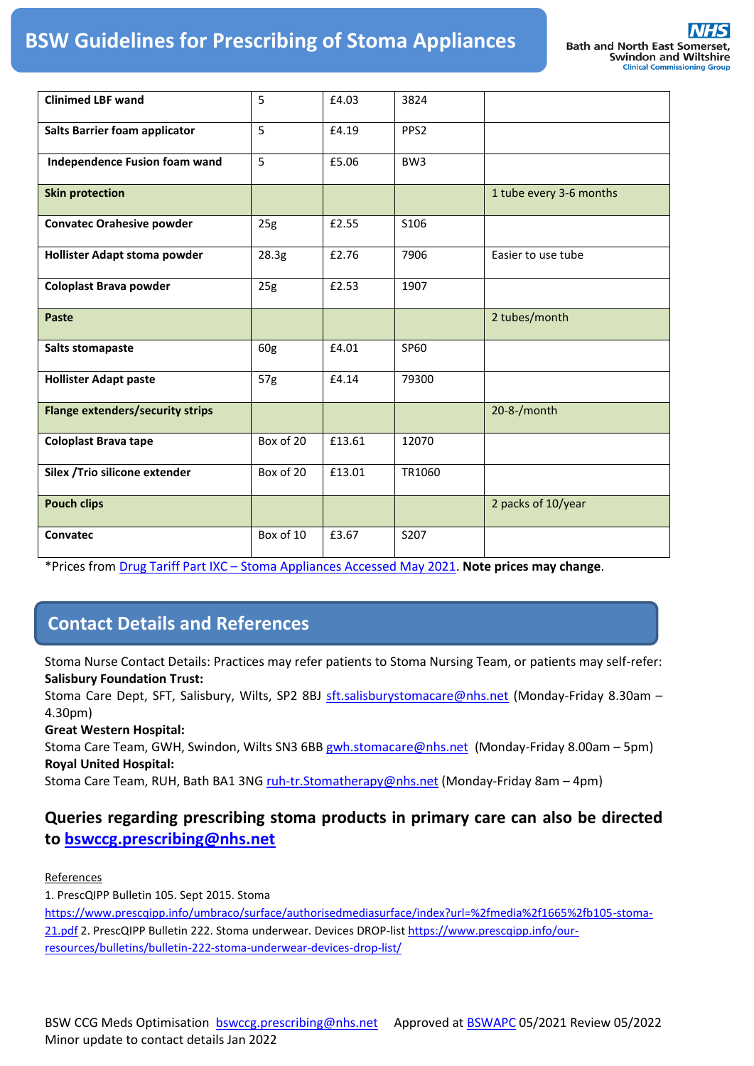| | | | | |
|---|---|---|---|---|
| **Clinimed LBF wand** | 5 | £4.03 | 3824 | |
| **Salts Barrier foam applicator** | 5 | £4.19 | PPS2 | |
| **Independence Fusion foam wand** | 5 | £5.06 | BW3 | |
| **Skin protection** | | | | 1 tube every 3-6 months |
| **Convatec Orahesive powder** | 25g | £2.55 | S106 | |
| **Hollister Adapt stoma powder** | 28.3g | £2.76 | 7906 | Easier to use tube |
| **Coloplast Brava powder** | 25g | £2.53 | 1907 | |
| **Paste** | | | | 2 tubes/month |
| **Salts stomapaste** | 60g | £4.01 | SP60 | |
| **Hollister Adapt paste** | 57g | £4.14 | 79300 | |
| **Flange extenders/security strips** | | | | 20-8-/month |
| **Coloplast Brava tape** | Box of 20 | £13.61 | 12070 | |
| **Silex /Trio silicone extender** | Box of 20 | £13.01 | TR1060 | |
| **Pouch clips** | | | | 2 packs of 10/year |
| **Convatec** | Box of 10 | £3.67 | S207 | |

*Prices from Drug Tariff Part IXC – Stoma Appliances Accessed May 2021. **Note prices may change**.

## Contact Details and References

Stoma Nurse Contact Details: Practices may refer patients to Stoma Nursing Team, or patients may self-refer:

**Salisbury Foundation Trust:**
Stoma Care Dept, SFT, Salisbury, Wilts, SP2 8BJ sft.salisburystomacare@nhs.net (Monday-Friday 8.30am – 4.30pm)

**Great Western Hospital:**
Stoma Care Team, GWH, Swindon, Wilts SN3 6BB gwh.stomacare@nhs.net (Monday-Friday 8.00am – 5pm)

**Royal United Hospital:**
Stoma Care Team, RUH, Bath BA1 3NG ruh-tr.Stomatherapy@nhs.net (Monday-Friday 8am – 4pm)

### Queries regarding prescribing stoma products in primary care can also be directed to bswccg.prescribing@nhs.net

References

1. PrescQIPP Bulletin 105. Sept 2015. Stoma https://www.prescqipp.info/umbraco/surface/authorisedmediasurface/index?url=%2fmedia%2f1665%2fb105-stoma-21.pdf 2. PrescQIPP Bulletin 222. Stoma underwear. Devices DROP-list https://www.prescqipp.info/our-resources/bulletins/bulletin-222-stoma-underwear-devices-drop-list/

BSW CCG Meds Optimisation bswccg.prescribing@nhs.net Approved at BSWAPC 05/2021 Review 05/2022
Minor update to contact details Jan 2022